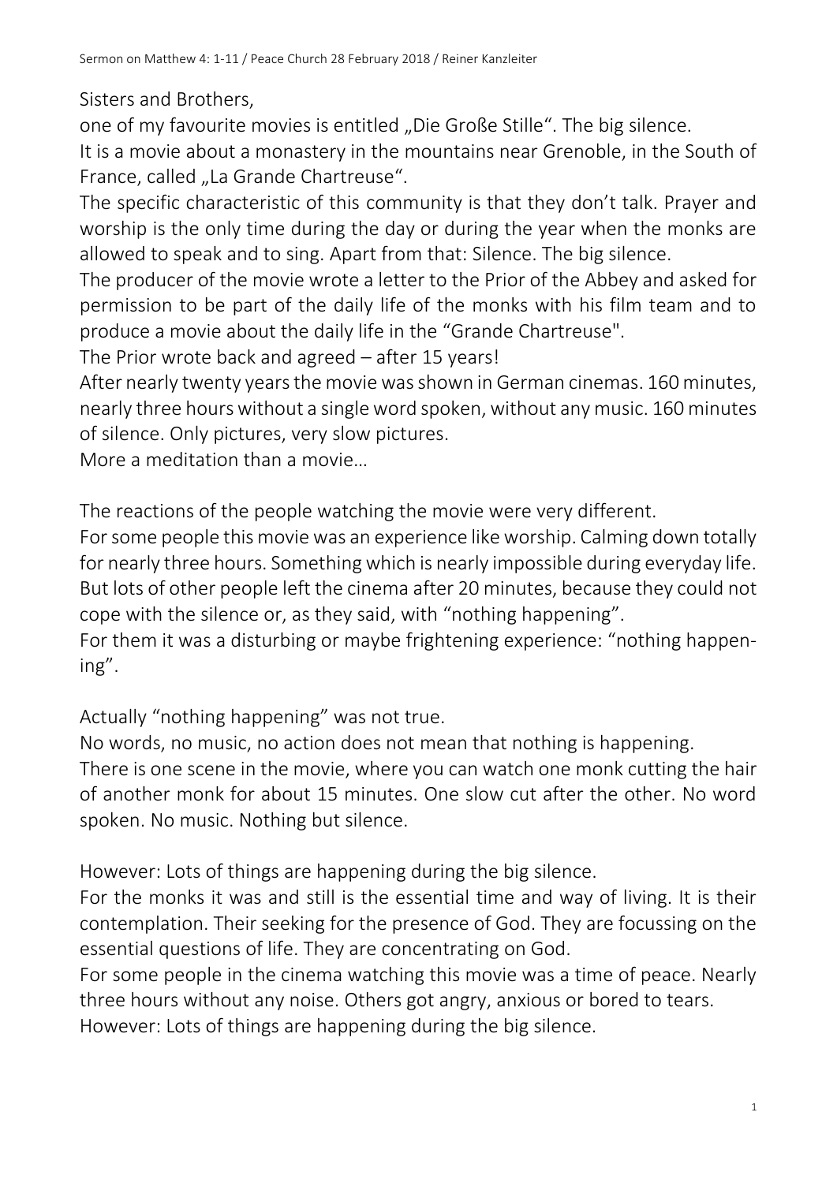Sisters and Brothers,
one of my favourite movies is entitled „Die Große Stille“. The big silence.
It is a movie about a monastery in the mountains near Grenoble, in the South of France, called „La Grande Chartreuse“.
The specific characteristic of this community is that they don’t talk. Prayer and worship is the only time during the day or during the year when the monks are allowed to speak and to sing. Apart from that: Silence. The big silence.
The producer of the movie wrote a letter to the Prior of the Abbey and asked for permission to be part of the daily life of the monks with his film team and to produce a movie about the daily life in the “Grande Chartreuse".
The Prior wrote back and agreed – after 15 years!
After nearly twenty years the movie was shown in German cinemas. 160 minutes, nearly three hours without a single word spoken, without any music. 160 minutes of silence. Only pictures, very slow pictures.
More a meditation than a movie…

The reactions of the people watching the movie were very different.
For some people this movie was an experience like worship. Calming down totally for nearly three hours. Something which is nearly impossible during everyday life. But lots of other people left the cinema after 20 minutes, because they could not cope with the silence or, as they said, with “nothing happening”.
For them it was a disturbing or maybe frightening experience: “nothing happening”.

Actually “nothing happening” was not true.
No words, no music, no action does not mean that nothing is happening.
There is one scene in the movie, where you can watch one monk cutting the hair of another monk for about 15 minutes. One slow cut after the other. No word spoken. No music. Nothing but silence.

However: Lots of things are happening during the big silence.
For the monks it was and still is the essential time and way of living. It is their contemplation. Their seeking for the presence of God. They are focussing on the essential questions of life. They are concentrating on God.
For some people in the cinema watching this movie was a time of peace. Nearly three hours without any noise. Others got angry, anxious or bored to tears.
However: Lots of things are happening during the big silence.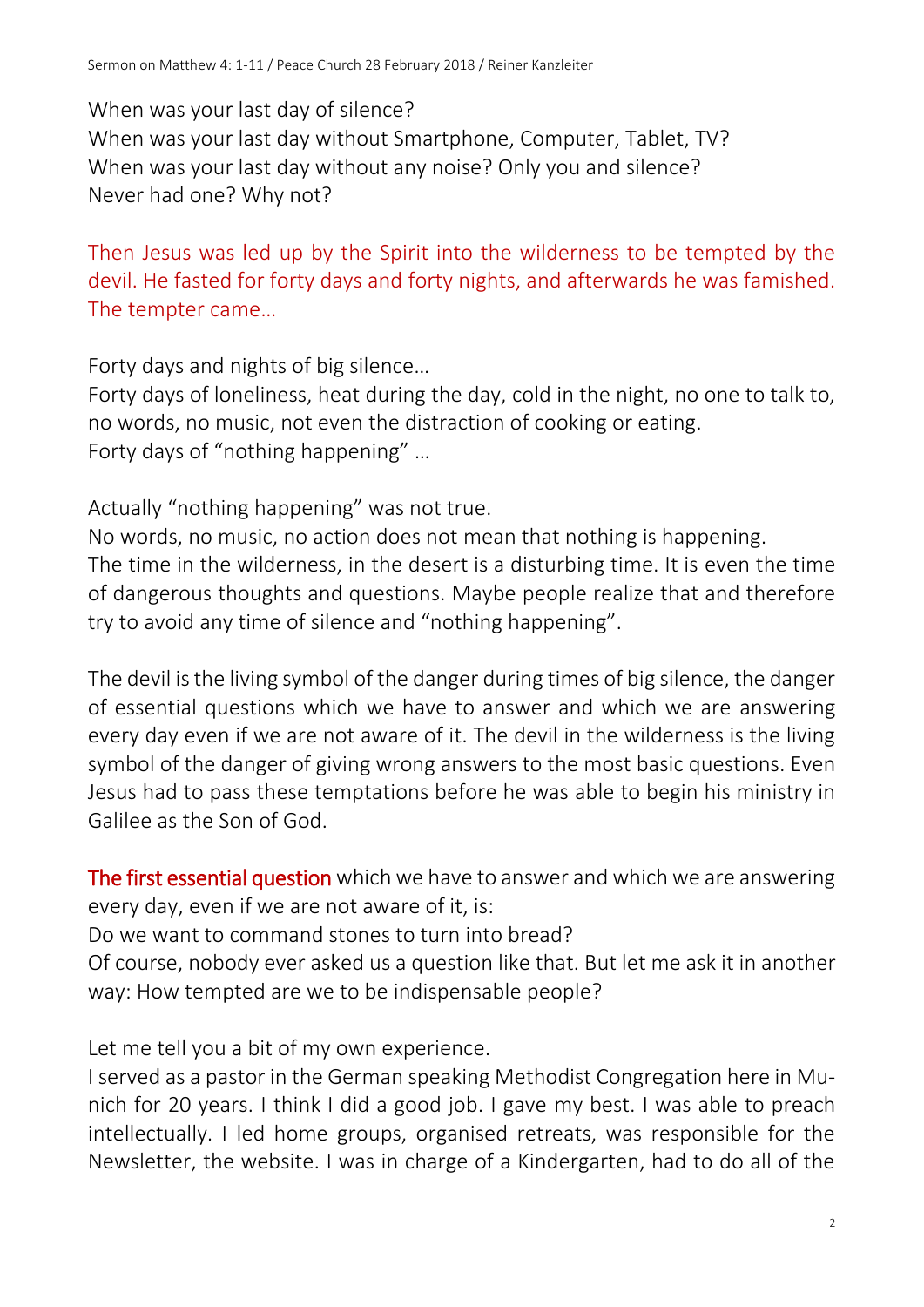When was your last day of silence?
When was your last day without Smartphone, Computer, Tablet, TV?
When was your last day without any noise? Only you and silence?
Never had one? Why not?

Then Jesus was led up by the Spirit into the wilderness to be tempted by the devil. He fasted for forty days and forty nights, and afterwards he was famished. The tempter came…

Forty days and nights of big silence…
Forty days of loneliness, heat during the day, cold in the night, no one to talk to, no words, no music, not even the distraction of cooking or eating.
Forty days of "nothing happening" …

Actually "nothing happening" was not true.
No words, no music, no action does not mean that nothing is happening.
The time in the wilderness, in the desert is a disturbing time. It is even the time of dangerous thoughts and questions. Maybe people realize that and therefore try to avoid any time of silence and "nothing happening".

The devil is the living symbol of the danger during times of big silence, the danger of essential questions which we have to answer and which we are answering every day even if we are not aware of it. The devil in the wilderness is the living symbol of the danger of giving wrong answers to the most basic questions. Even Jesus had to pass these temptations before he was able to begin his ministry in Galilee as the Son of God.

**The first essential question** which we have to answer and which we are answering every day, even if we are not aware of it, is:
Do we want to command stones to turn into bread?
Of course, nobody ever asked us a question like that. But let me ask it in another way: How tempted are we to be indispensable people?

Let me tell you a bit of my own experience.
I served as a pastor in the German speaking Methodist Congregation here in Munich for 20 years. I think I did a good job. I gave my best. I was able to preach intellectually. I led home groups, organised retreats, was responsible for the Newsletter, the website. I was in charge of a Kindergarten, had to do all of the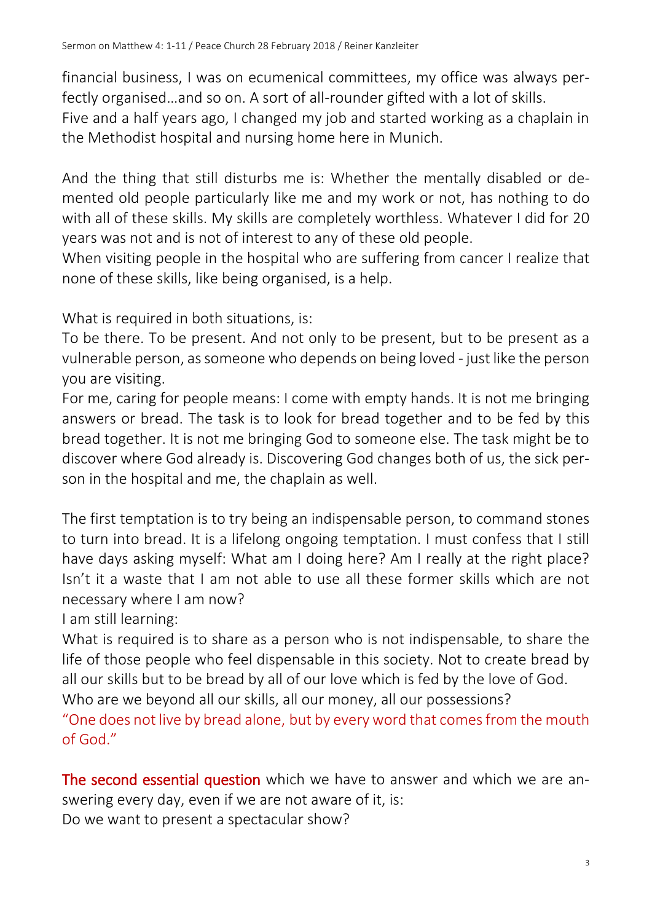financial business, I was on ecumenical committees, my office was always perfectly organised…and so on. A sort of all-rounder gifted with a lot of skills.
Five and a half years ago, I changed my job and started working as a chaplain in the Methodist hospital and nursing home here in Munich.

And the thing that still disturbs me is: Whether the mentally disabled or demented old people particularly like me and my work or not, has nothing to do with all of these skills. My skills are completely worthless. Whatever I did for 20 years was not and is not of interest to any of these old people.
When visiting people in the hospital who are suffering from cancer I realize that none of these skills, like being organised, is a help.

What is required in both situations, is:
To be there. To be present. And not only to be present, but to be present as a vulnerable person, as someone who depends on being loved - just like the person you are visiting.
For me, caring for people means: I come with empty hands. It is not me bringing answers or bread. The task is to look for bread together and to be fed by this bread together. It is not me bringing God to someone else. The task might be to discover where God already is. Discovering God changes both of us, the sick person in the hospital and me, the chaplain as well.

The first temptation is to try being an indispensable person, to command stones to turn into bread. It is a lifelong ongoing temptation. I must confess that I still have days asking myself: What am I doing here? Am I really at the right place? Isn't it a waste that I am not able to use all these former skills which are not necessary where I am now?
I am still learning:
What is required is to share as a person who is not indispensable, to share the life of those people who feel dispensable in this society. Not to create bread by all our skills but to be bread by all of our love which is fed by the love of God.
Who are we beyond all our skills, all our money, all our possessions?
"One does not live by bread alone, but by every word that comes from the mouth of God."

**The second essential question** which we have to answer and which we are answering every day, even if we are not aware of it, is:
Do we want to present a spectacular show?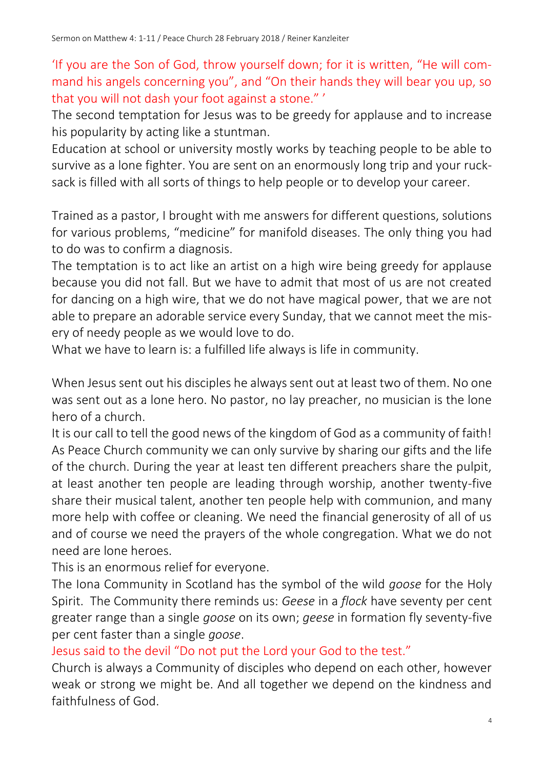'If you are the Son of God, throw yourself down; for it is written, "He will command his angels concerning you", and "On their hands they will bear you up, so that you will not dash your foot against a stone." '

The second temptation for Jesus was to be greedy for applause and to increase his popularity by acting like a stuntman.

Education at school or university mostly works by teaching people to be able to survive as a lone fighter. You are sent on an enormously long trip and your rucksack is filled with all sorts of things to help people or to develop your career.

Trained as a pastor, I brought with me answers for different questions, solutions for various problems, "medicine" for manifold diseases. The only thing you had to do was to confirm a diagnosis.

The temptation is to act like an artist on a high wire being greedy for applause because you did not fall. But we have to admit that most of us are not created for dancing on a high wire, that we do not have magical power, that we are not able to prepare an adorable service every Sunday, that we cannot meet the misery of needy people as we would love to do.

What we have to learn is: a fulfilled life always is life in community.

When Jesus sent out his disciples he always sent out at least two of them. No one was sent out as a lone hero. No pastor, no lay preacher, no musician is the lone hero of a church.

It is our call to tell the good news of the kingdom of God as a community of faith! As Peace Church community we can only survive by sharing our gifts and the life of the church. During the year at least ten different preachers share the pulpit, at least another ten people are leading through worship, another twenty-five share their musical talent, another ten people help with communion, and many more help with coffee or cleaning. We need the financial generosity of all of us and of course we need the prayers of the whole congregation. What we do not need are lone heroes.

This is an enormous relief for everyone.

The Iona Community in Scotland has the symbol of the wild *goose* for the Holy Spirit. The Community there reminds us: *Geese* in a *flock* have seventy per cent greater range than a single *goose* on its own; *geese* in formation fly seventy-five per cent faster than a single *goose*.

Jesus said to the devil "Do not put the Lord your God to the test."

Church is always a Community of disciples who depend on each other, however weak or strong we might be. And all together we depend on the kindness and faithfulness of God.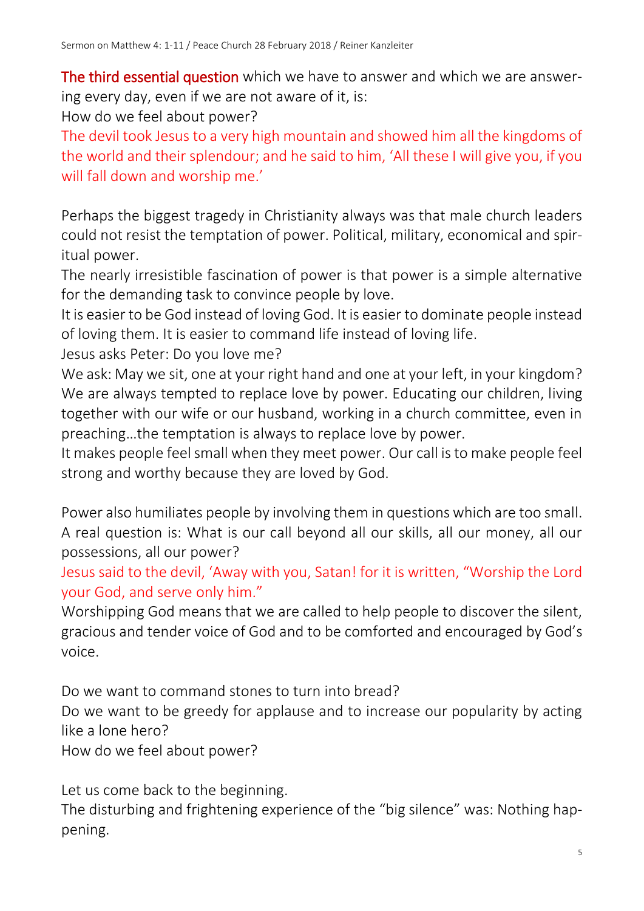The third essential question which we have to answer and which we are answering every day, even if we are not aware of it, is:
How do we feel about power?
The devil took Jesus to a very high mountain and showed him all the kingdoms of the world and their splendour; and he said to him, 'All these I will give you, if you will fall down and worship me.'

Perhaps the biggest tragedy in Christianity always was that male church leaders could not resist the temptation of power. Political, military, economical and spiritual power.
The nearly irresistible fascination of power is that power is a simple alternative for the demanding task to convince people by love.
It is easier to be God instead of loving God. It is easier to dominate people instead of loving them. It is easier to command life instead of loving life.
Jesus asks Peter: Do you love me?
We ask: May we sit, one at your right hand and one at your left, in your kingdom?
We are always tempted to replace love by power. Educating our children, living together with our wife or our husband, working in a church committee, even in preaching…the temptation is always to replace love by power.
It makes people feel small when they meet power. Our call is to make people feel strong and worthy because they are loved by God.

Power also humiliates people by involving them in questions which are too small.
A real question is: What is our call beyond all our skills, all our money, all our possessions, all our power?
Jesus said to the devil, 'Away with you, Satan! for it is written, "Worship the Lord your God, and serve only him."
Worshipping God means that we are called to help people to discover the silent, gracious and tender voice of God and to be comforted and encouraged by God's voice.

Do we want to command stones to turn into bread?
Do we want to be greedy for applause and to increase our popularity by acting like a lone hero?
How do we feel about power?

Let us come back to the beginning.
The disturbing and frightening experience of the "big silence" was: Nothing happening.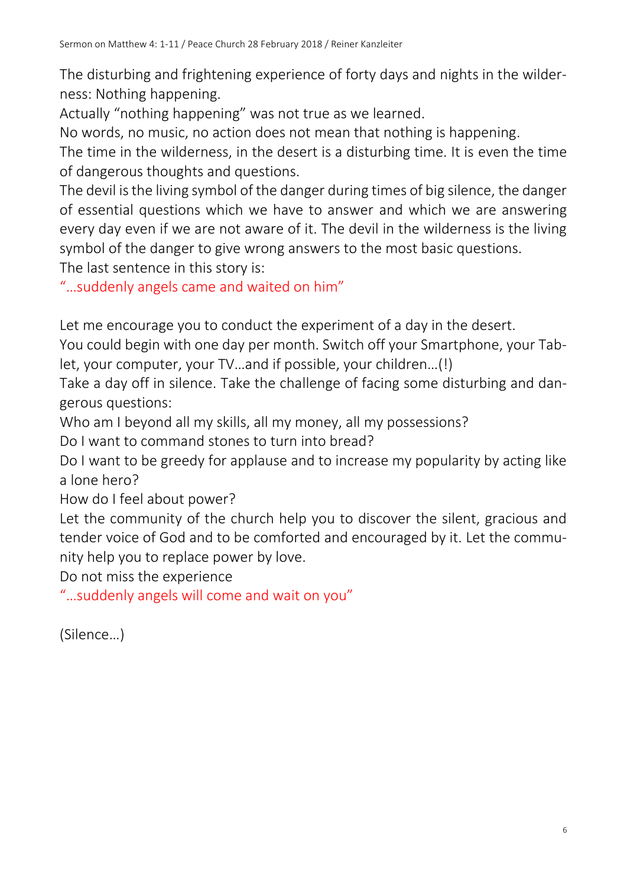The disturbing and frightening experience of forty days and nights in the wilderness: Nothing happening.

Actually "nothing happening" was not true as we learned.

No words, no music, no action does not mean that nothing is happening.

The time in the wilderness, in the desert is a disturbing time. It is even the time of dangerous thoughts and questions.

The devil is the living symbol of the danger during times of big silence, the danger of essential questions which we have to answer and which we are answering every day even if we are not aware of it. The devil in the wilderness is the living symbol of the danger to give wrong answers to the most basic questions.

The last sentence in this story is:

"…suddenly angels came and waited on him"

Let me encourage you to conduct the experiment of a day in the desert.

You could begin with one day per month. Switch off your Smartphone, your Tablet, your computer, your TV…and if possible, your children…(!)

Take a day off in silence. Take the challenge of facing some disturbing and dangerous questions:

Who am I beyond all my skills, all my money, all my possessions?

Do I want to command stones to turn into bread?

Do I want to be greedy for applause and to increase my popularity by acting like a lone hero?

How do I feel about power?

Let the community of the church help you to discover the silent, gracious and tender voice of God and to be comforted and encouraged by it. Let the community help you to replace power by love.

Do not miss the experience

"…suddenly angels will come and wait on you"

(Silence…)